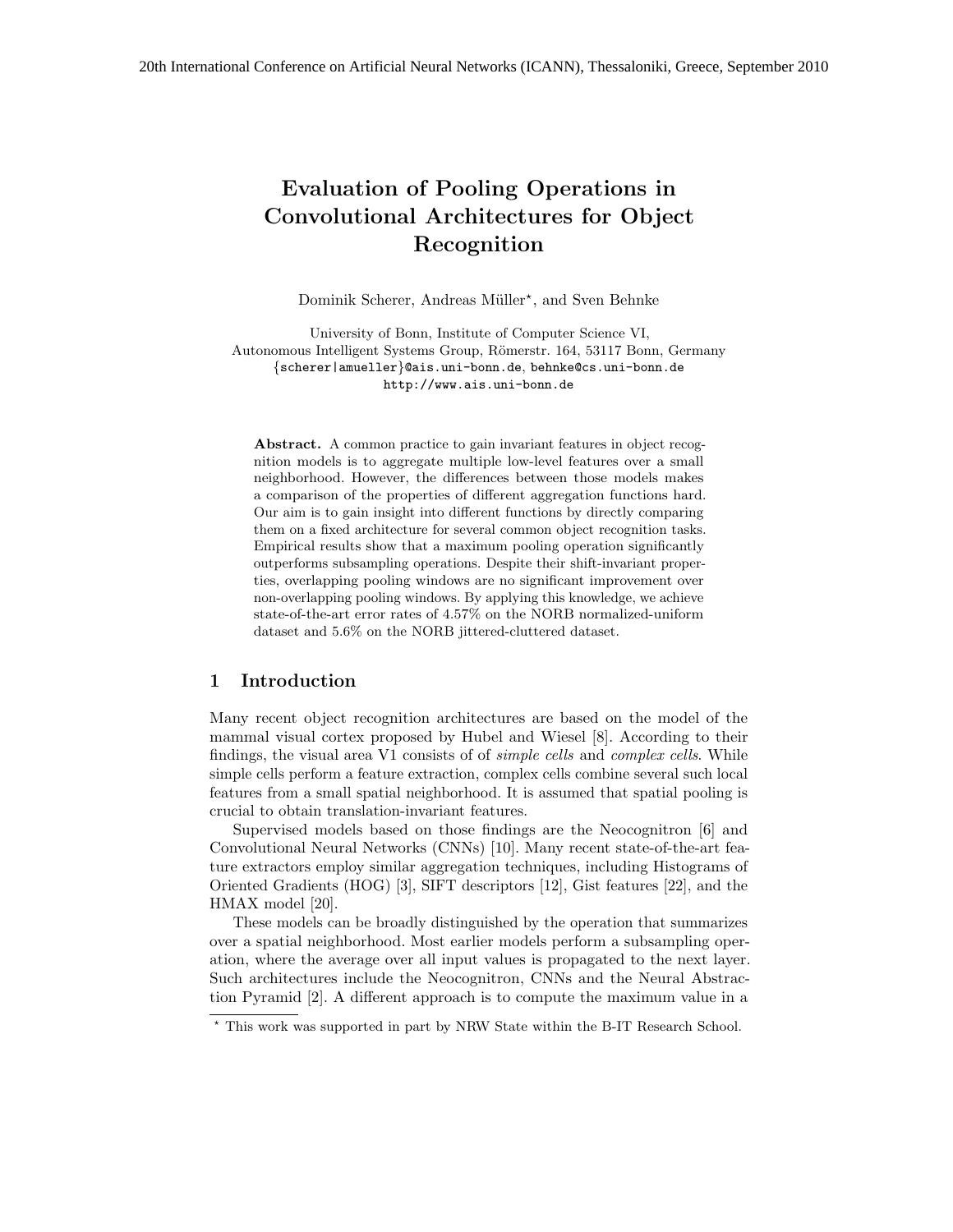20th International Conference on Artificial Neural Networks (ICANN), Thessaloniki, Greece, September 2010

# Evaluation of Pooling Operations in Convolutional Architectures for Object Recognition

Dominik Scherer, Andreas Müller*, and Sven Behnke

University of Bonn, Institute of Computer Science VI,
Autonomous Intelligent Systems Group, Römerstr. 164, 53117 Bonn, Germany
{scherer|amueller}@ais.uni-bonn.de, behnke@cs.uni-bonn.de
http://www.ais.uni-bonn.de

**Abstract.** A common practice to gain invariant features in object recognition models is to aggregate multiple low-level features over a small neighborhood. However, the differences between those models makes a comparison of the properties of different aggregation functions hard. Our aim is to gain insight into different functions by directly comparing them on a fixed architecture for several common object recognition tasks. Empirical results show that a maximum pooling operation significantly outperforms subsampling operations. Despite their shift-invariant properties, overlapping pooling windows are no significant improvement over non-overlapping pooling windows. By applying this knowledge, we achieve state-of-the-art error rates of 4.57% on the NORB normalized-uniform dataset and 5.6% on the NORB jittered-cluttered dataset.

## 1 Introduction

Many recent object recognition architectures are based on the model of the mammal visual cortex proposed by Hubel and Wiesel [8]. According to their findings, the visual area V1 consists of of *simple cells* and *complex cells*. While simple cells perform a feature extraction, complex cells combine several such local features from a small spatial neighborhood. It is assumed that spatial pooling is crucial to obtain translation-invariant features.

Supervised models based on those findings are the Neocognitron [6] and Convolutional Neural Networks (CNNs) [10]. Many recent state-of-the-art feature extractors employ similar aggregation techniques, including Histograms of Oriented Gradients (HOG) [3], SIFT descriptors [12], Gist features [22], and the HMAX model [20].

These models can be broadly distinguished by the operation that summarizes over a spatial neighborhood. Most earlier models perform a subsampling operation, where the average over all input values is propagated to the next layer. Such architectures include the Neocognitron, CNNs and the Neural Abstraction Pyramid [2]. A different approach is to compute the maximum value in a

* This work was supported in part by NRW State within the B-IT Research School.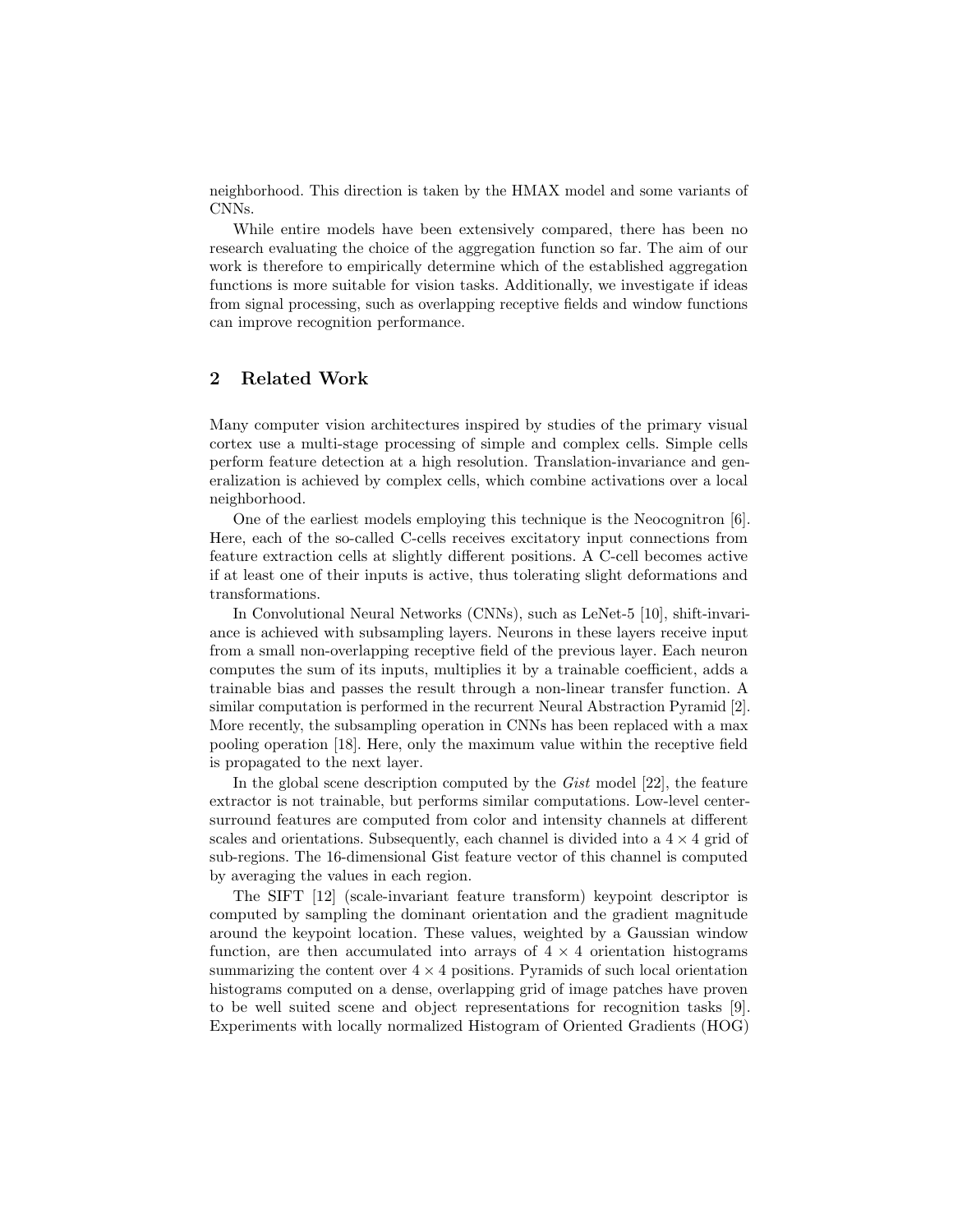neighborhood. This direction is taken by the HMAX model and some variants of CNNs.

While entire models have been extensively compared, there has been no research evaluating the choice of the aggregation function so far. The aim of our work is therefore to empirically determine which of the established aggregation functions is more suitable for vision tasks. Additionally, we investigate if ideas from signal processing, such as overlapping receptive fields and window functions can improve recognition performance.

## 2 Related Work

Many computer vision architectures inspired by studies of the primary visual cortex use a multi-stage processing of simple and complex cells. Simple cells perform feature detection at a high resolution. Translation-invariance and generalization is achieved by complex cells, which combine activations over a local neighborhood.

One of the earliest models employing this technique is the Neocognitron [6]. Here, each of the so-called C-cells receives excitatory input connections from feature extraction cells at slightly different positions. A C-cell becomes active if at least one of their inputs is active, thus tolerating slight deformations and transformations.

In Convolutional Neural Networks (CNNs), such as LeNet-5 [10], shift-invariance is achieved with subsampling layers. Neurons in these layers receive input from a small non-overlapping receptive field of the previous layer. Each neuron computes the sum of its inputs, multiplies it by a trainable coefficient, adds a trainable bias and passes the result through a non-linear transfer function. A similar computation is performed in the recurrent Neural Abstraction Pyramid [2]. More recently, the subsampling operation in CNNs has been replaced with a max pooling operation [18]. Here, only the maximum value within the receptive field is propagated to the next layer.

In the global scene description computed by the *Gist* model [22], the feature extractor is not trainable, but performs similar computations. Low-level center-surround features are computed from color and intensity channels at different scales and orientations. Subsequently, each channel is divided into a $4 \times 4$ grid of sub-regions. The 16-dimensional Gist feature vector of this channel is computed by averaging the values in each region.

The SIFT [12] (scale-invariant feature transform) keypoint descriptor is computed by sampling the dominant orientation and the gradient magnitude around the keypoint location. These values, weighted by a Gaussian window function, are then accumulated into arrays of $4 \times 4$ orientation histograms summarizing the content over $4 \times 4$ positions. Pyramids of such local orientation histograms computed on a dense, overlapping grid of image patches have proven to be well suited scene and object representations for recognition tasks [9]. Experiments with locally normalized Histogram of Oriented Gradients (HOG)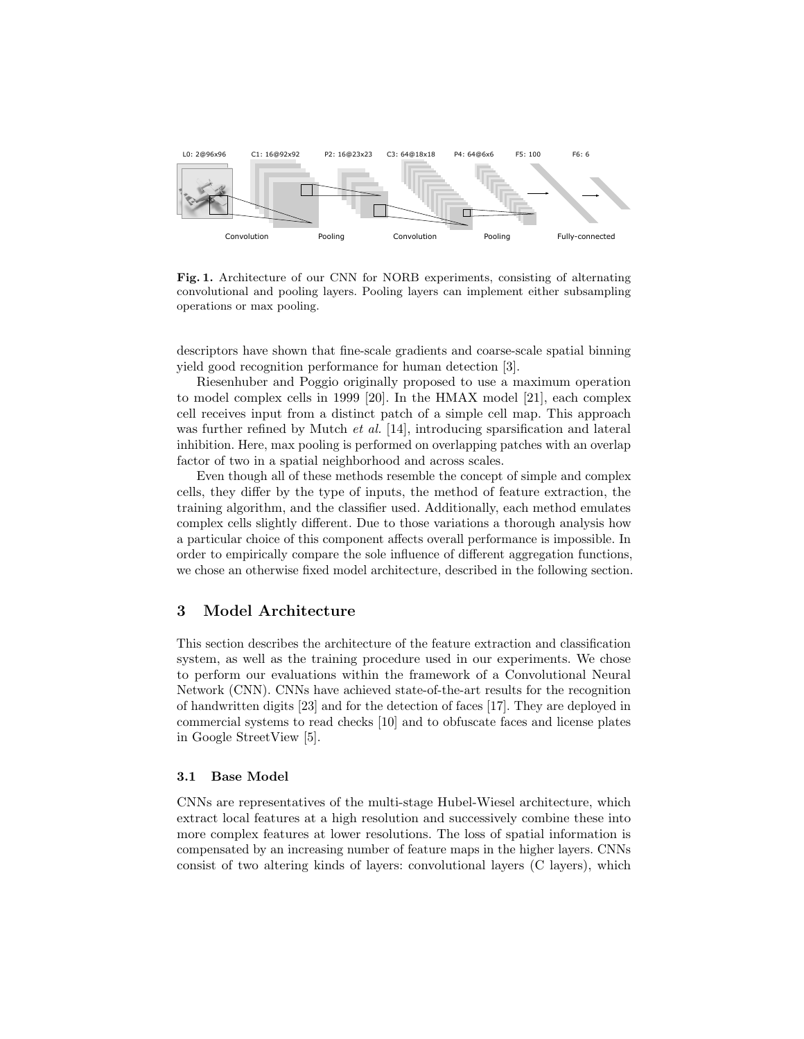L0: 2@96x96 C1: 16@92x92 P2: 16@23x23 C3: 64@18x18 P4: 64@6x6 F5: 100 F6: 6

Convolution Pooling Convolution Pooling Fully-connected

**Fig. 1.** Architecture of our CNN for NORB experiments, consisting of alternating convolutional and pooling layers. Pooling layers can implement either subsampling operations or max pooling.

descriptors have shown that fine-scale gradients and coarse-scale spatial binning yield good recognition performance for human detection [3].

Riesenhuber and Poggio originally proposed to use a maximum operation to model complex cells in 1999 [20]. In the HMAX model [21], each complex cell receives input from a distinct patch of a simple cell map. This approach was further refined by Mutch *et al.* [14], introducing sparsification and lateral inhibition. Here, max pooling is performed on overlapping patches with an overlap factor of two in a spatial neighborhood and across scales.

Even though all of these methods resemble the concept of simple and complex cells, they differ by the type of inputs, the method of feature extraction, the training algorithm, and the classifier used. Additionally, each method emulates complex cells slightly different. Due to those variations a thorough analysis how a particular choice of this component affects overall performance is impossible. In order to empirically compare the sole influence of different aggregation functions, we chose an otherwise fixed model architecture, described in the following section.

## 3 Model Architecture

This section describes the architecture of the feature extraction and classification system, as well as the training procedure used in our experiments. We chose to perform our evaluations within the framework of a Convolutional Neural Network (CNN). CNNs have achieved state-of-the-art results for the recognition of handwritten digits [23] and for the detection of faces [17]. They are deployed in commercial systems to read checks [10] and to obfuscate faces and license plates in Google StreetView [5].

### 3.1 Base Model

CNNs are representatives of the multi-stage Hubel-Wiesel architecture, which extract local features at a high resolution and successively combine these into more complex features at lower resolutions. The loss of spatial information is compensated by an increasing number of feature maps in the higher layers. CNNs consist of two altering kinds of layers: convolutional layers (C layers), which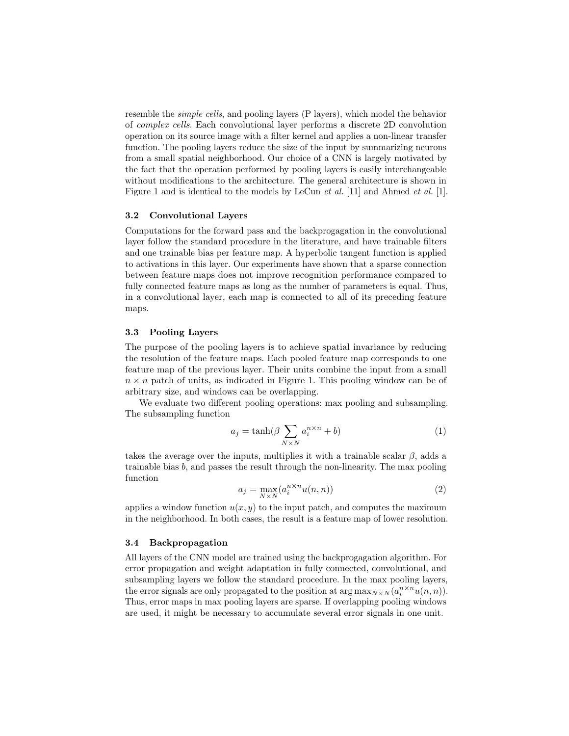resemble the *simple cells*, and pooling layers (P layers), which model the behavior of *complex cells*. Each convolutional layer performs a discrete 2D convolution operation on its source image with a filter kernel and applies a non-linear transfer function. The pooling layers reduce the size of the input by summarizing neurons from a small spatial neighborhood. Our choice of a CNN is largely motivated by the fact that the operation performed by pooling layers is easily interchangeable without modifications to the architecture. The general architecture is shown in Figure 1 and is identical to the models by LeCun *et al.* [11] and Ahmed *et al.* [1].

### 3.2 Convolutional Layers

Computations for the forward pass and the backprogagation in the convolutional layer follow the standard procedure in the literature, and have trainable filters and one trainable bias per feature map. A hyperbolic tangent function is applied to activations in this layer. Our experiments have shown that a sparse connection between feature maps does not improve recognition performance compared to fully connected feature maps as long as the number of parameters is equal. Thus, in a convolutional layer, each map is connected to all of its preceding feature maps.

### 3.3 Pooling Layers

The purpose of the pooling layers is to achieve spatial invariance by reducing the resolution of the feature maps. Each pooled feature map corresponds to one feature map of the previous layer. Their units combine the input from a small $n \times n$ patch of units, as indicated in Figure 1. This pooling window can be of arbitrary size, and windows can be overlapping.

We evaluate two different pooling operations: max pooling and subsampling. The subsampling function

$$a_j = \tanh(\beta \sum_{N \times N} a_i^{n \times n} + b) \tag{1}$$

takes the average over the inputs, multiplies it with a trainable scalar $\beta$, adds a trainable bias $b$, and passes the result through the non-linearity. The max pooling function

$$a_j = \max_{N \times N}(a_i^{n \times n} u(n, n)) \tag{2}$$

applies a window function $u(x, y)$ to the input patch, and computes the maximum in the neighborhood. In both cases, the result is a feature map of lower resolution.

### 3.4 Backpropagation

All layers of the CNN model are trained using the backprogagation algorithm. For error propagation and weight adaptation in fully connected, convolutional, and subsampling layers we follow the standard procedure. In the max pooling layers, the error signals are only propagated to the position at $\arg\max_{N \times N}(a_i^{n \times n} u(n, n))$. Thus, error maps in max pooling layers are sparse. If overlapping pooling windows are used, it might be necessary to accumulate several error signals in one unit.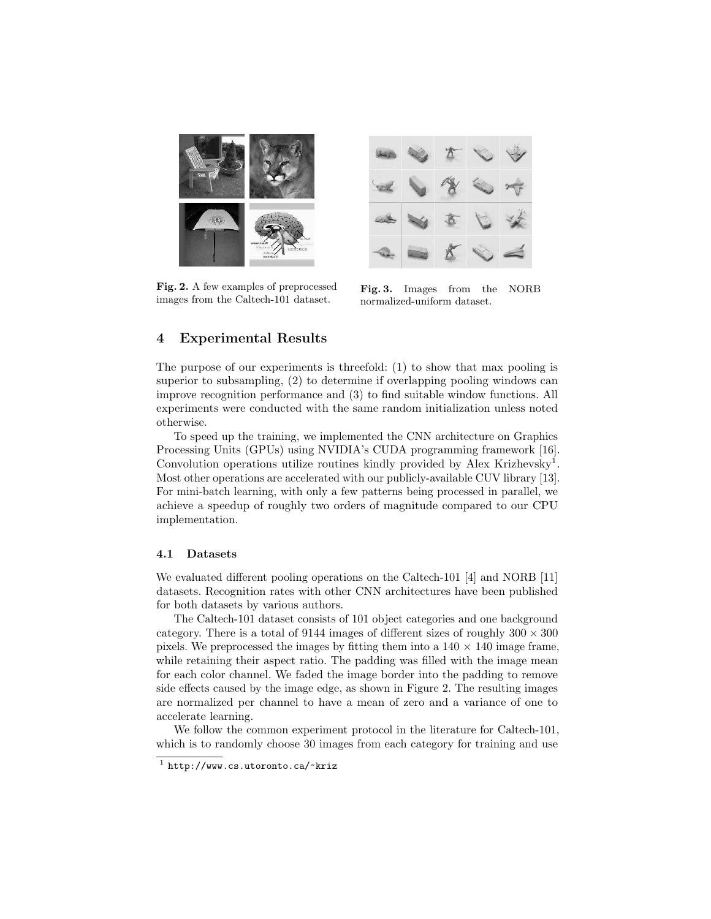Fig. 2. A few examples of preprocessed images from the Caltech-101 dataset.

Fig. 3. Images from the NORB normalized-uniform dataset.

## 4 Experimental Results

The purpose of our experiments is threefold: (1) to show that max pooling is superior to subsampling, (2) to determine if overlapping pooling windows can improve recognition performance and (3) to find suitable window functions. All experiments were conducted with the same random initialization unless noted otherwise.

To speed up the training, we implemented the CNN architecture on Graphics Processing Units (GPUs) using NVIDIA's CUDA programming framework [16]. Convolution operations utilize routines kindly provided by Alex Krizhevsky[1]. Most other operations are accelerated with our publicly-available CUV library [13]. For mini-batch learning, with only a few patterns being processed in parallel, we achieve a speedup of roughly two orders of magnitude compared to our CPU implementation.

### 4.1 Datasets

We evaluated different pooling operations on the Caltech-101 [4] and NORB [11] datasets. Recognition rates with other CNN architectures have been published for both datasets by various authors.

The Caltech-101 dataset consists of 101 object categories and one background category. There is a total of 9144 images of different sizes of roughly $300 \times 300$ pixels. We preprocessed the images by fitting them into a $140 \times 140$ image frame, while retaining their aspect ratio. The padding was filled with the image mean for each color channel. We faded the image border into the padding to remove side effects caused by the image edge, as shown in Figure 2. The resulting images are normalized per channel to have a mean of zero and a variance of one to accelerate learning.

We follow the common experiment protocol in the literature for Caltech-101, which is to randomly choose 30 images from each category for training and use

[1] http://www.cs.utoronto.ca/~kriz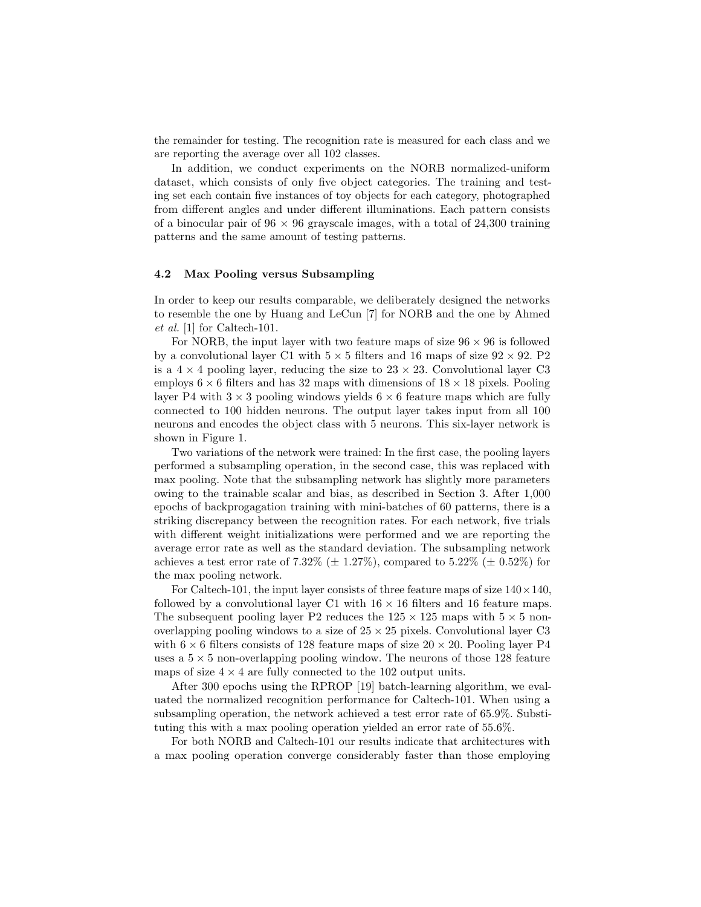the remainder for testing. The recognition rate is measured for each class and we are reporting the average over all 102 classes.

In addition, we conduct experiments on the NORB normalized-uniform dataset, which consists of only five object categories. The training and testing set each contain five instances of toy objects for each category, photographed from different angles and under different illuminations. Each pattern consists of a binocular pair of $96 \times 96$ grayscale images, with a total of 24,300 training patterns and the same amount of testing patterns.

### 4.2 Max Pooling versus Subsampling

In order to keep our results comparable, we deliberately designed the networks to resemble the one by Huang and LeCun [7] for NORB and the one by Ahmed *et al.* [1] for Caltech-101.

For NORB, the input layer with two feature maps of size $96 \times 96$ is followed by a convolutional layer C1 with $5 \times 5$ filters and 16 maps of size $92 \times 92$. P2 is a $4 \times 4$ pooling layer, reducing the size to $23 \times 23$. Convolutional layer C3 employs $6 \times 6$ filters and has 32 maps with dimensions of $18 \times 18$ pixels. Pooling layer P4 with $3 \times 3$ pooling windows yields $6 \times 6$ feature maps which are fully connected to 100 hidden neurons. The output layer takes input from all 100 neurons and encodes the object class with 5 neurons. This six-layer network is shown in Figure 1.

Two variations of the network were trained: In the first case, the pooling layers performed a subsampling operation, in the second case, this was replaced with max pooling. Note that the subsampling network has slightly more parameters owing to the trainable scalar and bias, as described in Section 3. After 1,000 epochs of backprogagation training with mini-batches of 60 patterns, there is a striking discrepancy between the recognition rates. For each network, five trials with different weight initializations were performed and we are reporting the average error rate as well as the standard deviation. The subsampling network achieves a test error rate of 7.32% ($\pm$ 1.27%), compared to 5.22% ($\pm$ 0.52%) for the max pooling network.

For Caltech-101, the input layer consists of three feature maps of size $140 \times 140$, followed by a convolutional layer C1 with $16 \times 16$ filters and 16 feature maps. The subsequent pooling layer P2 reduces the $125 \times 125$ maps with $5 \times 5$ non-overlapping pooling windows to a size of $25 \times 25$ pixels. Convolutional layer C3 with $6 \times 6$ filters consists of 128 feature maps of size $20 \times 20$. Pooling layer P4 uses a $5 \times 5$ non-overlapping pooling window. The neurons of those 128 feature maps of size $4 \times 4$ are fully connected to the 102 output units.

After 300 epochs using the RPROP [19] batch-learning algorithm, we evaluated the normalized recognition performance for Caltech-101. When using a subsampling operation, the network achieved a test error rate of 65.9%. Substituting this with a max pooling operation yielded an error rate of 55.6%.

For both NORB and Caltech-101 our results indicate that architectures with a max pooling operation converge considerably faster than those employing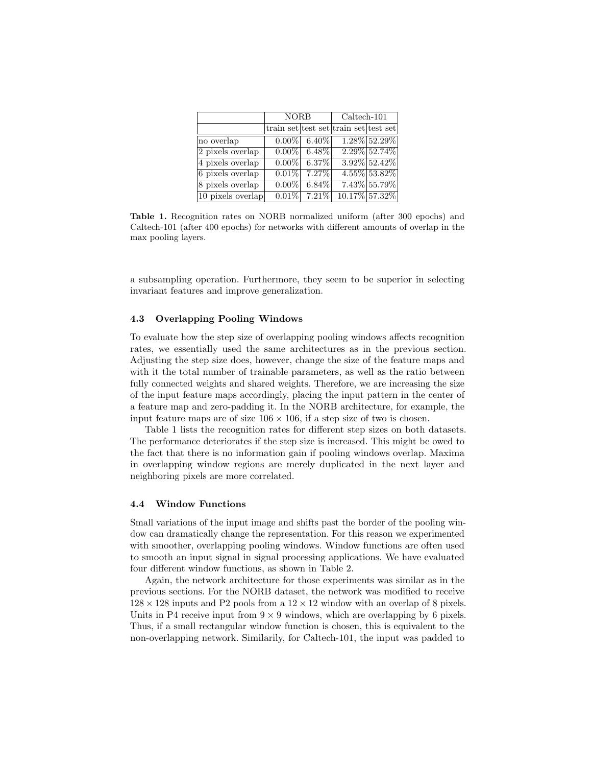| | NORB | | Caltech-101 | |
|---|---|---|---|---|
| | train set | test set | train set | test set |
| no overlap | 0.00% | 6.40% | 1.28% | 52.29% |
| 2 pixels overlap | 0.00% | 6.48% | 2.29% | 52.74% |
| 4 pixels overlap | 0.00% | 6.37% | 3.92% | 52.42% |
| 6 pixels overlap | 0.01% | 7.27% | 4.55% | 53.82% |
| 8 pixels overlap | 0.00% | 6.84% | 7.43% | 55.79% |
| 10 pixels overlap | 0.01% | 7.21% | 10.17% | 57.32% |

**Table 1.** Recognition rates on NORB normalized uniform (after 300 epochs) and Caltech-101 (after 400 epochs) for networks with different amounts of overlap in the max pooling layers.

a subsampling operation. Furthermore, they seem to be superior in selecting invariant features and improve generalization.

### 4.3 Overlapping Pooling Windows

To evaluate how the step size of overlapping pooling windows affects recognition rates, we essentially used the same architectures as in the previous section. Adjusting the step size does, however, change the size of the feature maps and with it the total number of trainable parameters, as well as the ratio between fully connected weights and shared weights. Therefore, we are increasing the size of the input feature maps accordingly, placing the input pattern in the center of a feature map and zero-padding it. In the NORB architecture, for example, the input feature maps are of size $106 \times 106$, if a step size of two is chosen.

Table 1 lists the recognition rates for different step sizes on both datasets. The performance deteriorates if the step size is increased. This might be owed to the fact that there is no information gain if pooling windows overlap. Maxima in overlapping window regions are merely duplicated in the next layer and neighboring pixels are more correlated.

### 4.4 Window Functions

Small variations of the input image and shifts past the border of the pooling window can dramatically change the representation. For this reason we experimented with smoother, overlapping pooling windows. Window functions are often used to smooth an input signal in signal processing applications. We have evaluated four different window functions, as shown in Table 2.

Again, the network architecture for those experiments was similar as in the previous sections. For the NORB dataset, the network was modified to receive $128 \times 128$ inputs and P2 pools from a $12 \times 12$ window with an overlap of 8 pixels. Units in P4 receive input from $9 \times 9$ windows, which are overlapping by 6 pixels. Thus, if a small rectangular window function is chosen, this is equivalent to the non-overlapping network. Similarily, for Caltech-101, the input was padded to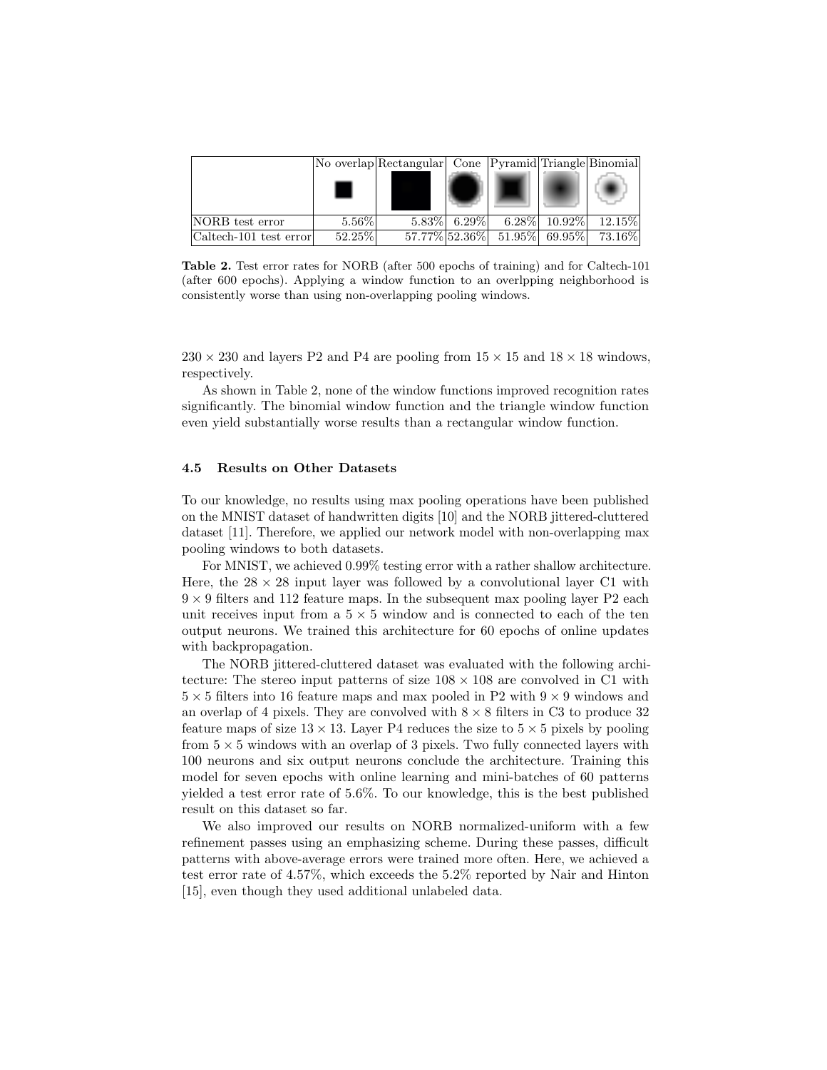| | No overlap | Rectangular | Cone | Pyramid | Triangle | Binomial |
|---|---|---|---|---|---|---|
| NORB test error | 5.56% | 5.83% | 6.29% | 6.28% | 10.92% | 12.15% |
| Caltech-101 test error | 52.25% | 57.77% | 52.36% | 51.95% | 69.95% | 73.16% |

**Table 2.** Test error rates for NORB (after 500 epochs of training) and for Caltech-101 (after 600 epochs). Applying a window function to an overlpping neighborhood is consistently worse than using non-overlapping pooling windows.

$230 \times 230$ and layers P2 and P4 are pooling from $15 \times 15$ and $18 \times 18$ windows, respectively.

As shown in Table 2, none of the window functions improved recognition rates significantly. The binomial window function and the triangle window function even yield substantially worse results than a rectangular window function.

### 4.5 Results on Other Datasets

To our knowledge, no results using max pooling operations have been published on the MNIST dataset of handwritten digits [10] and the NORB jittered-cluttered dataset [11]. Therefore, we applied our network model with non-overlapping max pooling windows to both datasets.

For MNIST, we achieved 0.99% testing error with a rather shallow architecture. Here, the $28 \times 28$ input layer was followed by a convolutional layer C1 with $9 \times 9$ filters and 112 feature maps. In the subsequent max pooling layer P2 each unit receives input from a $5 \times 5$ window and is connected to each of the ten output neurons. We trained this architecture for 60 epochs of online updates with backpropagation.

The NORB jittered-cluttered dataset was evaluated with the following architecture: The stereo input patterns of size $108 \times 108$ are convolved in C1 with $5 \times 5$ filters into 16 feature maps and max pooled in P2 with $9 \times 9$ windows and an overlap of 4 pixels. They are convolved with $8 \times 8$ filters in C3 to produce 32 feature maps of size $13 \times 13$. Layer P4 reduces the size to $5 \times 5$ pixels by pooling from $5 \times 5$ windows with an overlap of 3 pixels. Two fully connected layers with 100 neurons and six output neurons conclude the architecture. Training this model for seven epochs with online learning and mini-batches of 60 patterns yielded a test error rate of 5.6%. To our knowledge, this is the best published result on this dataset so far.

We also improved our results on NORB normalized-uniform with a few refinement passes using an emphasizing scheme. During these passes, difficult patterns with above-average errors were trained more often. Here, we achieved a test error rate of 4.57%, which exceeds the 5.2% reported by Nair and Hinton [15], even though they used additional unlabeled data.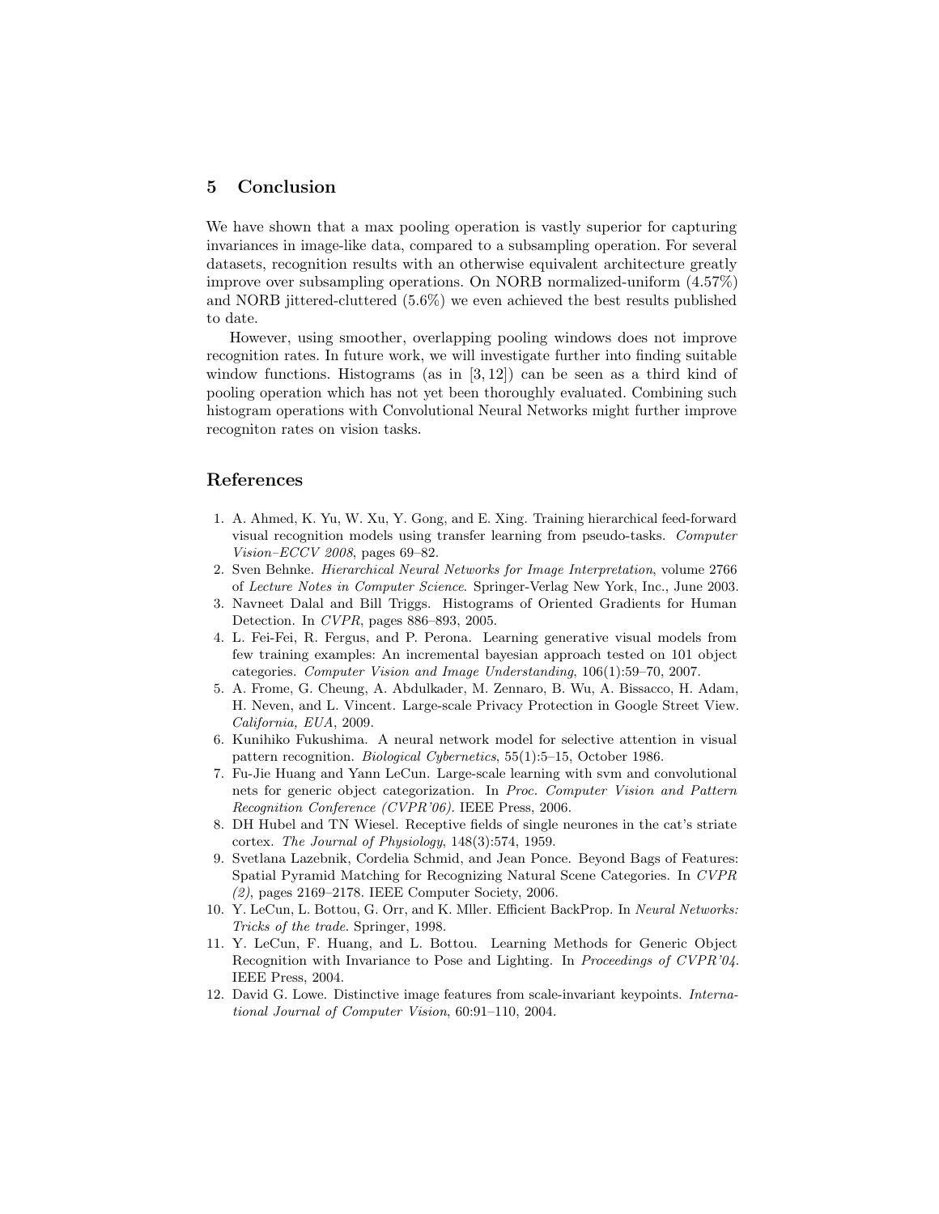## 5 Conclusion

We have shown that a max pooling operation is vastly superior for capturing invariances in image-like data, compared to a subsampling operation. For several datasets, recognition results with an otherwise equivalent architecture greatly improve over subsampling operations. On NORB normalized-uniform (4.57%) and NORB jittered-cluttered (5.6%) we even achieved the best results published to date.

However, using smoother, overlapping pooling windows does not improve recognition rates. In future work, we will investigate further into finding suitable window functions. Histograms (as in [3, 12]) can be seen as a third kind of pooling operation which has not yet been thoroughly evaluated. Combining such histogram operations with Convolutional Neural Networks might further improve recogniton rates on vision tasks.

## References

1. A. Ahmed, K. Yu, W. Xu, Y. Gong, and E. Xing. Training hierarchical feed-forward visual recognition models using transfer learning from pseudo-tasks. *Computer Vision–ECCV 2008*, pages 69–82.
2. Sven Behnke. *Hierarchical Neural Networks for Image Interpretation*, volume 2766 of *Lecture Notes in Computer Science*. Springer-Verlag New York, Inc., June 2003.
3. Navneet Dalal and Bill Triggs. Histograms of Oriented Gradients for Human Detection. In *CVPR*, pages 886–893, 2005.
4. L. Fei-Fei, R. Fergus, and P. Perona. Learning generative visual models from few training examples: An incremental bayesian approach tested on 101 object categories. *Computer Vision and Image Understanding*, 106(1):59–70, 2007.
5. A. Frome, G. Cheung, A. Abdulkader, M. Zennaro, B. Wu, A. Bissacco, H. Adam, H. Neven, and L. Vincent. Large-scale Privacy Protection in Google Street View. *California, EUA*, 2009.
6. Kunihiko Fukushima. A neural network model for selective attention in visual pattern recognition. *Biological Cybernetics*, 55(1):5–15, October 1986.
7. Fu-Jie Huang and Yann LeCun. Large-scale learning with svm and convolutional nets for generic object categorization. In *Proc. Computer Vision and Pattern Recognition Conference (CVPR'06)*. IEEE Press, 2006.
8. DH Hubel and TN Wiesel. Receptive fields of single neurones in the cat's striate cortex. *The Journal of Physiology*, 148(3):574, 1959.
9. Svetlana Lazebnik, Cordelia Schmid, and Jean Ponce. Beyond Bags of Features: Spatial Pyramid Matching for Recognizing Natural Scene Categories. In *CVPR (2)*, pages 2169–2178. IEEE Computer Society, 2006.
10. Y. LeCun, L. Bottou, G. Orr, and K. Mller. Efficient BackProp. In *Neural Networks: Tricks of the trade*. Springer, 1998.
11. Y. LeCun, F. Huang, and L. Bottou. Learning Methods for Generic Object Recognition with Invariance to Pose and Lighting. In *Proceedings of CVPR'04*. IEEE Press, 2004.
12. David G. Lowe. Distinctive image features from scale-invariant keypoints. *International Journal of Computer Vision*, 60:91–110, 2004.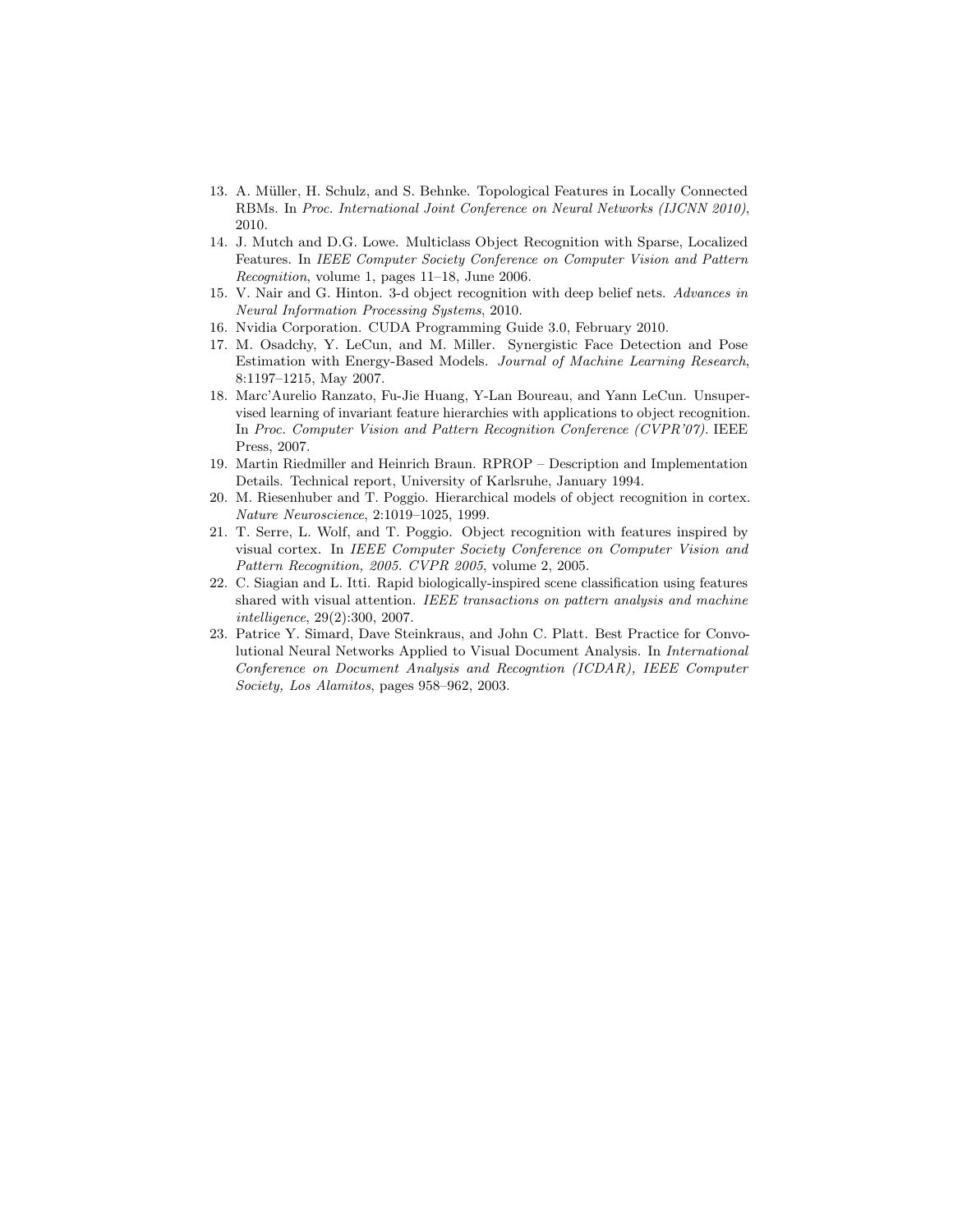13. A. Müller, H. Schulz, and S. Behnke. Topological Features in Locally Connected RBMs. In *Proc. International Joint Conference on Neural Networks (IJCNN 2010)*, 2010.
14. J. Mutch and D.G. Lowe. Multiclass Object Recognition with Sparse, Localized Features. In *IEEE Computer Society Conference on Computer Vision and Pattern Recognition*, volume 1, pages 11–18, June 2006.
15. V. Nair and G. Hinton. 3-d object recognition with deep belief nets. *Advances in Neural Information Processing Systems*, 2010.
16. Nvidia Corporation. CUDA Programming Guide 3.0, February 2010.
17. M. Osadchy, Y. LeCun, and M. Miller. Synergistic Face Detection and Pose Estimation with Energy-Based Models. *Journal of Machine Learning Research*, 8:1197–1215, May 2007.
18. Marc'Aurelio Ranzato, Fu-Jie Huang, Y-Lan Boureau, and Yann LeCun. Unsupervised learning of invariant feature hierarchies with applications to object recognition. In *Proc. Computer Vision and Pattern Recognition Conference (CVPR'07)*. IEEE Press, 2007.
19. Martin Riedmiller and Heinrich Braun. RPROP – Description and Implementation Details. Technical report, University of Karlsruhe, January 1994.
20. M. Riesenhuber and T. Poggio. Hierarchical models of object recognition in cortex. *Nature Neuroscience*, 2:1019–1025, 1999.
21. T. Serre, L. Wolf, and T. Poggio. Object recognition with features inspired by visual cortex. In *IEEE Computer Society Conference on Computer Vision and Pattern Recognition, 2005. CVPR 2005*, volume 2, 2005.
22. C. Siagian and L. Itti. Rapid biologically-inspired scene classification using features shared with visual attention. *IEEE transactions on pattern analysis and machine intelligence*, 29(2):300, 2007.
23. Patrice Y. Simard, Dave Steinkraus, and John C. Platt. Best Practice for Convolutional Neural Networks Applied to Visual Document Analysis. In *International Conference on Document Analysis and Recogntion (ICDAR), IEEE Computer Society, Los Alamitos*, pages 958–962, 2003.